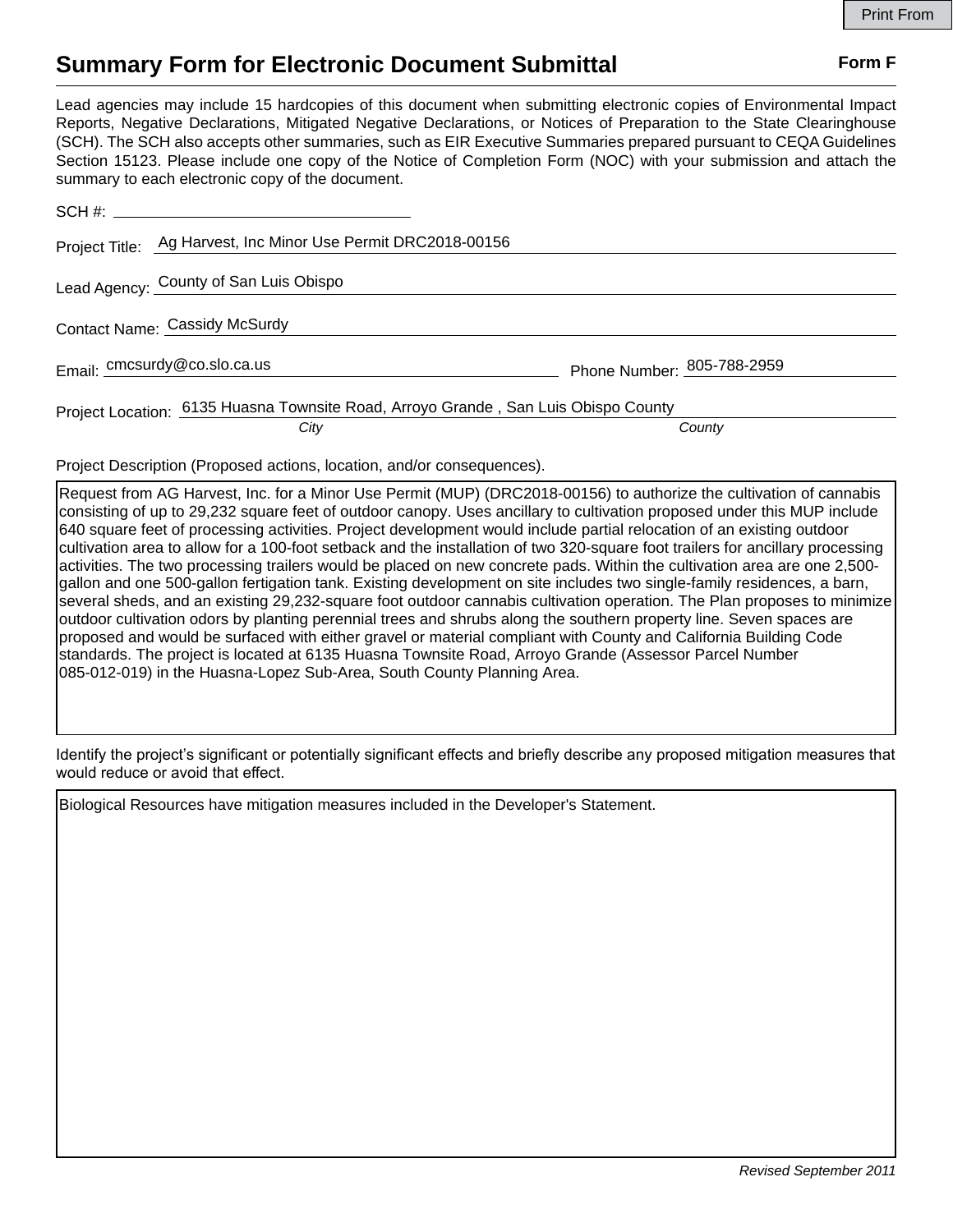Print From

# Summary Form for Electronic Document Submittal

**Form F**

Lead agencies may include 15 hardcopies of this document when submitting electronic copies of Environmental Impact Reports, Negative Declarations, Mitigated Negative Declarations, or Notices of Preparation to the State Clearinghouse (SCH). The SCH also accepts other summaries, such as EIR Executive Summaries prepared pursuant to CEQA Guidelines Section 15123. Please include one copy of the Notice of Completion Form (NOC) with your submission and attach the summary to each electronic copy of the document.

SCH #: 

Project Title: Ag Harvest, Inc Minor Use Permit DRC2018-00156

Lead Agency: County of San Luis Obispo

Contact Name: Cassidy McSurdy

Email: cmcsurdy@co.slo.ca.us Phone Number: 805-788-2959

Project Location: 6135 Huasna Townsite Road, Arroyo Grande , San Luis Obispo County

*City* *County*

Project Description (Proposed actions, location, and/or consequences).

Request from AG Harvest, Inc. for a Minor Use Permit (MUP) (DRC2018-00156) to authorize the cultivation of cannabis consisting of up to 29,232 square feet of outdoor canopy. Uses ancillary to cultivation proposed under this MUP include 640 square feet of processing activities. Project development would include partial relocation of an existing outdoor cultivation area to allow for a 100-foot setback and the installation of two 320-square foot trailers for ancillary processing activities. The two processing trailers would be placed on new concrete pads. Within the cultivation area are one 2,500-gallon and one 500-gallon fertigation tank. Existing development on site includes two single-family residences, a barn, several sheds, and an existing 29,232-square foot outdoor cannabis cultivation operation. The Plan proposes to minimize outdoor cultivation odors by planting perennial trees and shrubs along the southern property line. Seven spaces are proposed and would be surfaced with either gravel or material compliant with County and California Building Code standards. The project is located at 6135 Huasna Townsite Road, Arroyo Grande (Assessor Parcel Number 085-012-019) in the Huasna-Lopez Sub-Area, South County Planning Area.

Identify the project's significant or potentially significant effects and briefly describe any proposed mitigation measures that would reduce or avoid that effect.

Biological Resources have mitigation measures included in the Developer's Statement.

*Revised September 2011*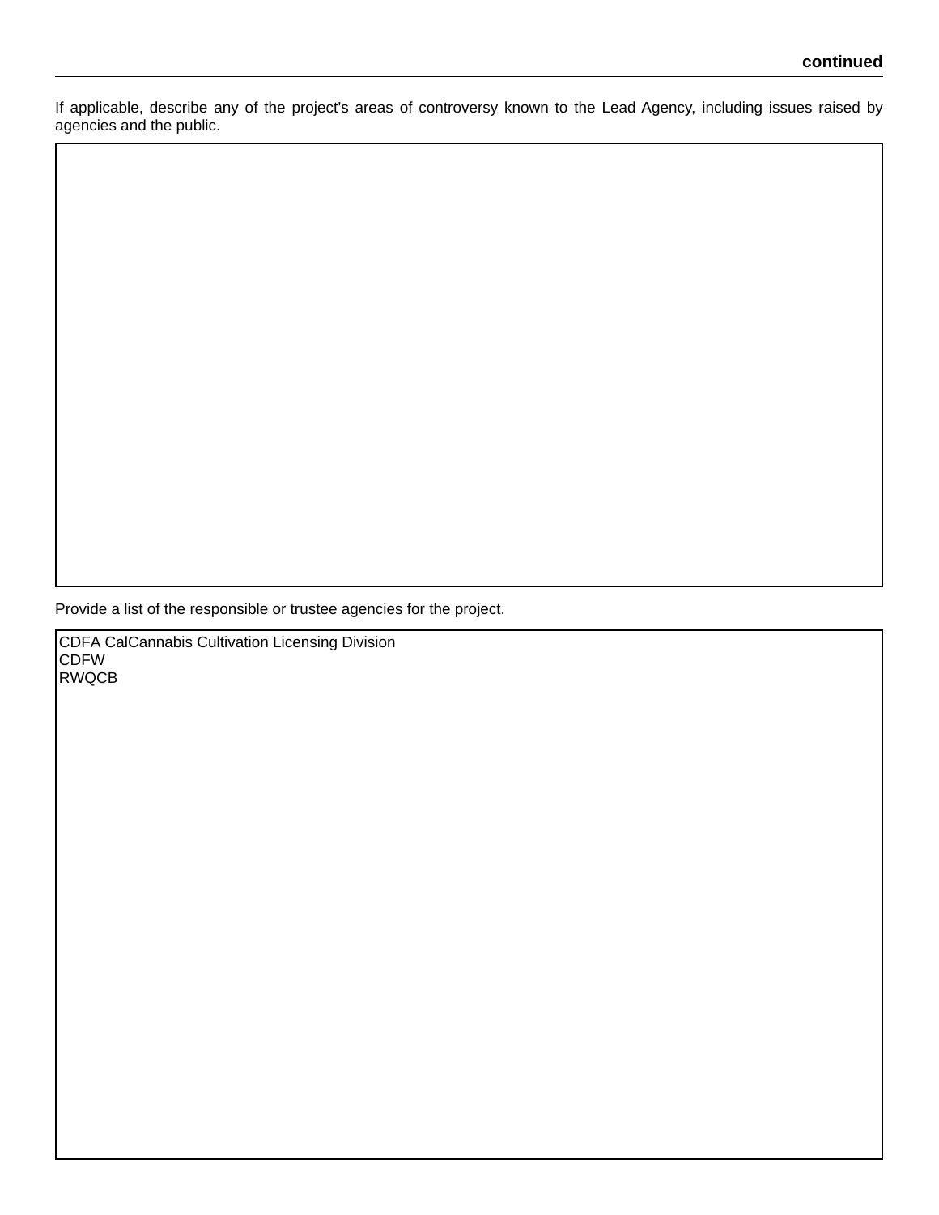**continued**

If applicable, describe any of the project's areas of controversy known to the Lead Agency, including issues raised by agencies and the public.

Provide a list of the responsible or trustee agencies for the project.

CDFA CalCannabis Cultivation Licensing Division
CDFW
RWQCB